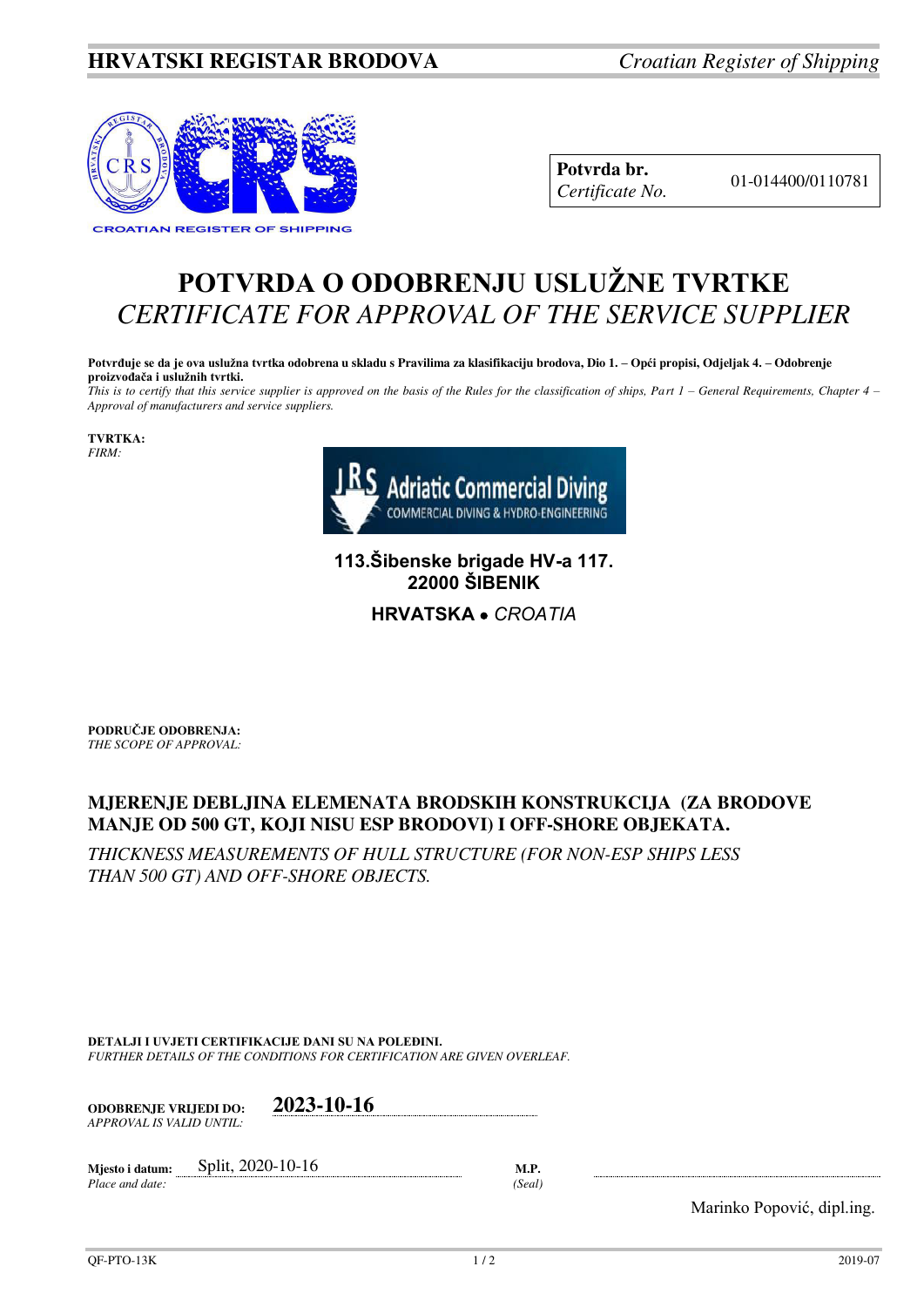**HRVATSKI REGISTAR BRODOVA** *Croatian Register of Shipping*

| **Potvrda br.** *Certificate No.* | 01-014400/0110781 |
|---|---|

# POTVRDA O ODOBRENJU USLUŽNE TVRTKE
# *CERTIFICATE FOR APPROVAL OF THE SERVICE SUPPLIER*

**Potvrđuje se da je ova uslužna tvrtka odobrena u skladu s Pravilima za klasifikaciju brodova, Dio 1. – Opći propisi, Odjeljak 4. – Odobrenje proizvođača i uslužnih tvrtki.**
*This is to certify that this service supplier is approved on the basis of the Rules for the classification of ships, Part 1 – General Requirements, Chapter 4 – Approval of manufacturers and service suppliers.*

**TVRTKA:**
*FIRM:*

JRS Adriatic Commercial Diving
COMMERCIAL DIVING & HYDRO-ENGINEERING

**113.Šibenske brigade HV-a 117.**
**22000 ŠIBENIK**

**HRVATSKA** ● *CROATIA*

**PODRUČJE ODOBRENJA:**
*THE SCOPE OF APPROVAL:*

**MJERENJE DEBLJINA ELEMENATA BRODSKIH KONSTRUKCIJA (ZA BRODOVE MANJE OD 500 GT, KOJI NISU ESP BRODOVI) I OFF-SHORE OBJEKATA.**

*THICKNESS MEASUREMENTS OF HULL STRUCTURE (FOR NON-ESP SHIPS LESS THAN 500 GT) AND OFF-SHORE OBJECTS.*

**DETALJI I UVJETI CERTIFIKACIJE DANI SU NA POLEĐINI.**
*FURTHER DETAILS OF THE CONDITIONS FOR CERTIFICATION ARE GIVEN OVERLEAF.*

**ODOBRENJE VRIJEDI DO:** *APPROVAL IS VALID UNTIL:* **2023-10-16**

**Mjesto i datum:** *Place and date:* Split, 2020-10-16

**M.P.** *(Seal)*

Marinko Popović, dipl.ing.

QF-PTO-13K 2019-07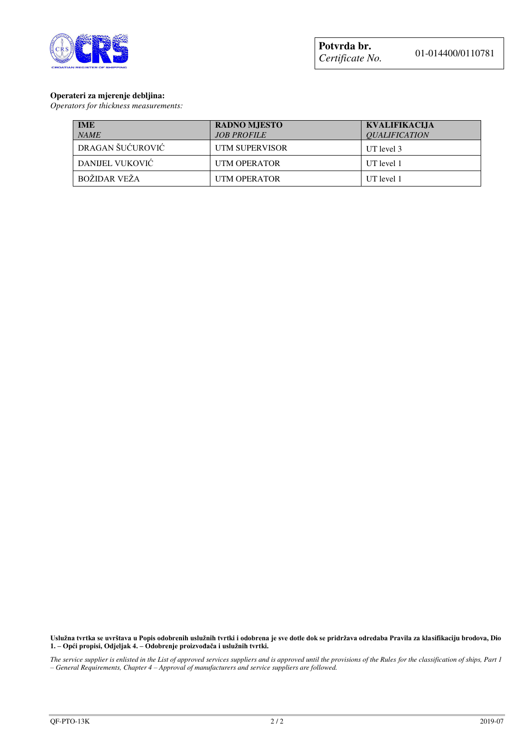Potvrda br. *Certificate No.* 01-014400/0110781

**Operateri za mjerenje debljina:**
*Operators for thickness measurements:*

| IME *NAME* | RADNO MJESTO *JOB PROFILE* | KVALIFIKACIJA *QUALIFICATION* |
|---|---|---|
| DRAGAN ŠUĆUROVIĆ | UTM SUPERVISOR | UT level 3 |
| DANIJEL VUKOVIĆ | UTM OPERATOR | UT level 1 |
| BOŽIDAR VEŽA | UTM OPERATOR | UT level 1 |

**Uslužna tvrtka se uvrštava u Popis odobrenih uslužnih tvrtki i odobrena je sve dotle dok se pridržava odredaba Pravila za klasifikaciju brodova, Dio 1. – Opći propisi, Odjeljak 4. – Odobrenje proizvođača i uslužnih tvrtki.**

*The service supplier is enlisted in the List of approved services suppliers and is approved until the provisions of the Rules for the classification of ships, Part 1 – General Requirements, Chapter 4 – Approval of manufacturers and service suppliers are followed.*

QF-PTO-13K 2019-07